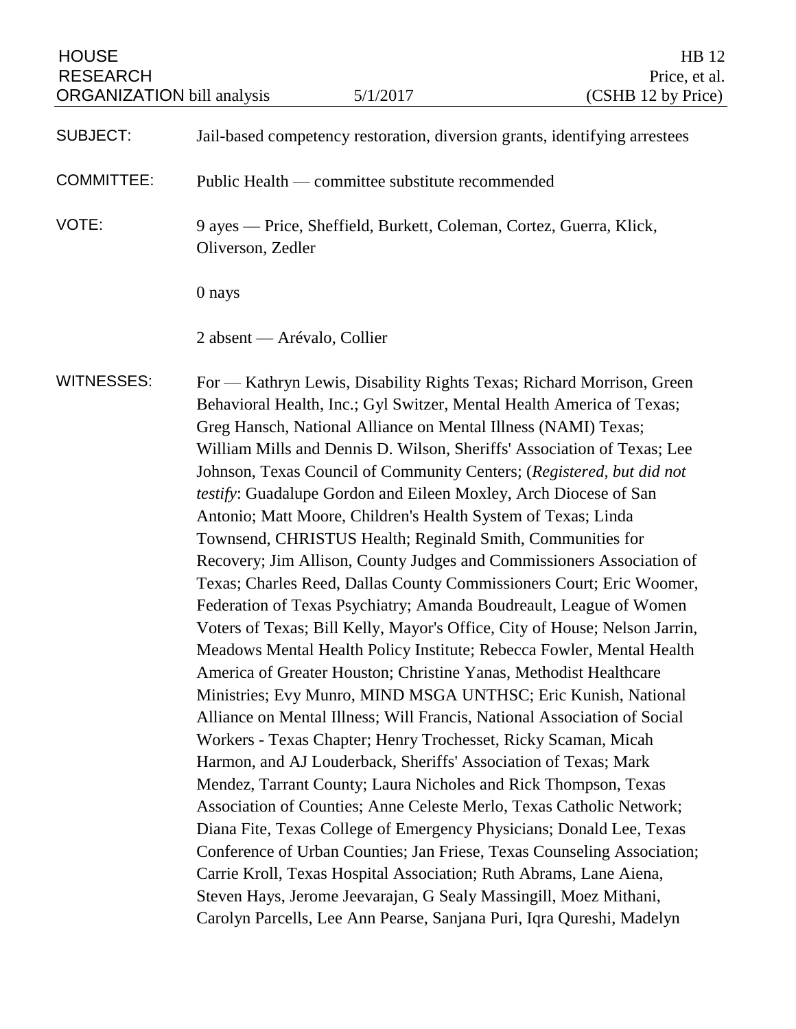HOUSE RESEARCH ORGANIZATION bill analysis

5/1/2017

HB 12
Price, et al.
(CSHB 12 by Price)

SUBJECT: Jail-based competency restoration, diversion grants, identifying arrestees

COMMITTEE: Public Health — committee substitute recommended

VOTE: 9 ayes — Price, Sheffield, Burkett, Coleman, Cortez, Guerra, Klick, Oliverson, Zedler

0 nays

2 absent — Arévalo, Collier

WITNESSES: For — Kathryn Lewis, Disability Rights Texas; Richard Morrison, Green Behavioral Health, Inc.; Gyl Switzer, Mental Health America of Texas; Greg Hansch, National Alliance on Mental Illness (NAMI) Texas; William Mills and Dennis D. Wilson, Sheriffs' Association of Texas; Lee Johnson, Texas Council of Community Centers; (*Registered, but did not testify*: Guadalupe Gordon and Eileen Moxley, Arch Diocese of San Antonio; Matt Moore, Children's Health System of Texas; Linda Townsend, CHRISTUS Health; Reginald Smith, Communities for Recovery; Jim Allison, County Judges and Commissioners Association of Texas; Charles Reed, Dallas County Commissioners Court; Eric Woomer, Federation of Texas Psychiatry; Amanda Boudreault, League of Women Voters of Texas; Bill Kelly, Mayor's Office, City of House; Nelson Jarrin, Meadows Mental Health Policy Institute; Rebecca Fowler, Mental Health America of Greater Houston; Christine Yanas, Methodist Healthcare Ministries; Evy Munro, MIND MSGA UNTHSC; Eric Kunish, National Alliance on Mental Illness; Will Francis, National Association of Social Workers - Texas Chapter; Henry Trochesset, Ricky Scaman, Micah Harmon, and AJ Louderback, Sheriffs' Association of Texas; Mark Mendez, Tarrant County; Laura Nicholes and Rick Thompson, Texas Association of Counties; Anne Celeste Merlo, Texas Catholic Network; Diana Fite, Texas College of Emergency Physicians; Donald Lee, Texas Conference of Urban Counties; Jan Friese, Texas Counseling Association; Carrie Kroll, Texas Hospital Association; Ruth Abrams, Lane Aiena, Steven Hays, Jerome Jeevarajan, G Sealy Massingill, Moez Mithani, Carolyn Parcells, Lee Ann Pearse, Sanjana Puri, Iqra Qureshi, Madelyn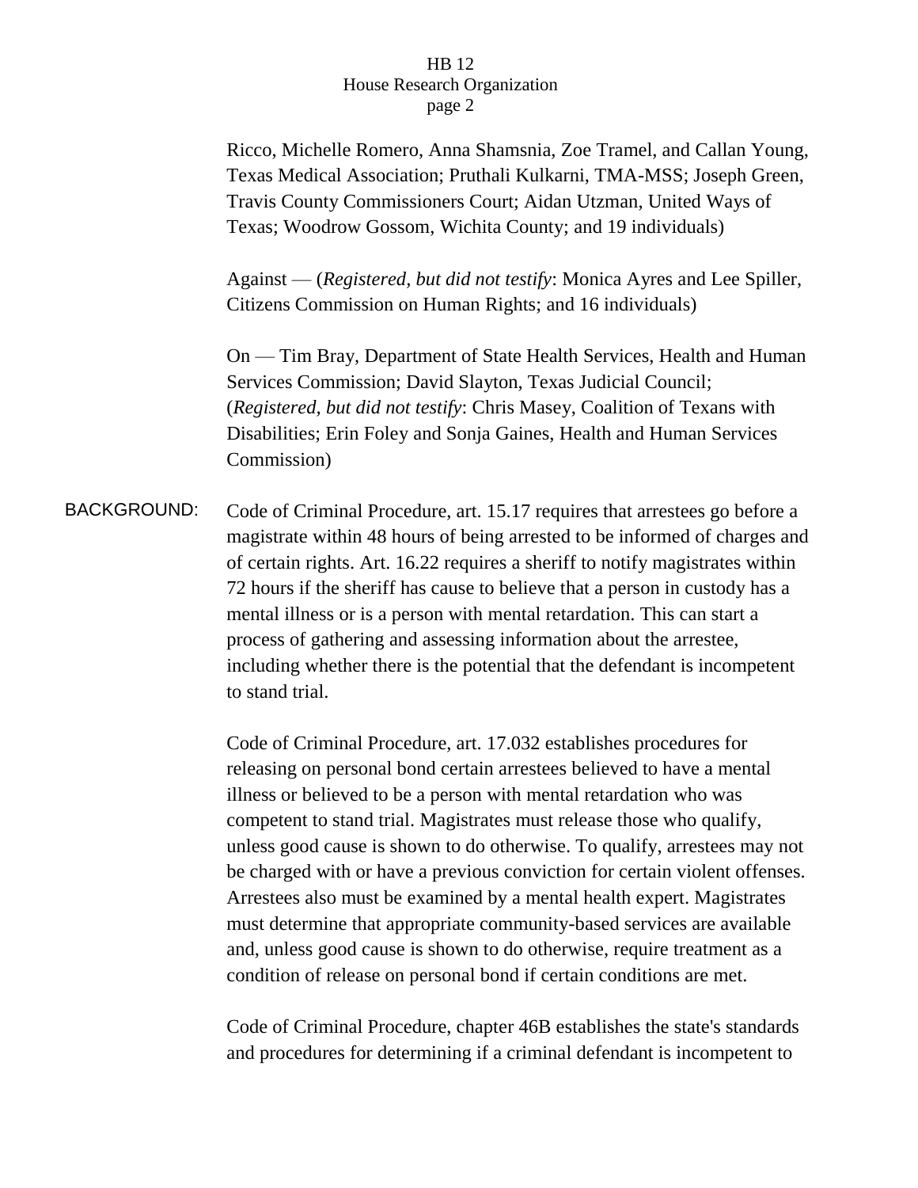Ricco, Michelle Romero, Anna Shamsnia, Zoe Tramel, and Callan Young, Texas Medical Association; Pruthali Kulkarni, TMA-MSS; Joseph Green, Travis County Commissioners Court; Aidan Utzman, United Ways of Texas; Woodrow Gossom, Wichita County; and 19 individuals)

Against — (*Registered, but did not testify*: Monica Ayres and Lee Spiller, Citizens Commission on Human Rights; and 16 individuals)

On — Tim Bray, Department of State Health Services, Health and Human Services Commission; David Slayton, Texas Judicial Council; (*Registered, but did not testify*: Chris Masey, Coalition of Texans with Disabilities; Erin Foley and Sonja Gaines, Health and Human Services Commission)

BACKGROUND: Code of Criminal Procedure, art. 15.17 requires that arrestees go before a magistrate within 48 hours of being arrested to be informed of charges and of certain rights. Art. 16.22 requires a sheriff to notify magistrates within 72 hours if the sheriff has cause to believe that a person in custody has a mental illness or is a person with mental retardation. This can start a process of gathering and assessing information about the arrestee, including whether there is the potential that the defendant is incompetent to stand trial.

Code of Criminal Procedure, art. 17.032 establishes procedures for releasing on personal bond certain arrestees believed to have a mental illness or believed to be a person with mental retardation who was competent to stand trial. Magistrates must release those who qualify, unless good cause is shown to do otherwise. To qualify, arrestees may not be charged with or have a previous conviction for certain violent offenses. Arrestees also must be examined by a mental health expert. Magistrates must determine that appropriate community-based services are available and, unless good cause is shown to do otherwise, require treatment as a condition of release on personal bond if certain conditions are met.

Code of Criminal Procedure, chapter 46B establishes the state's standards and procedures for determining if a criminal defendant is incompetent to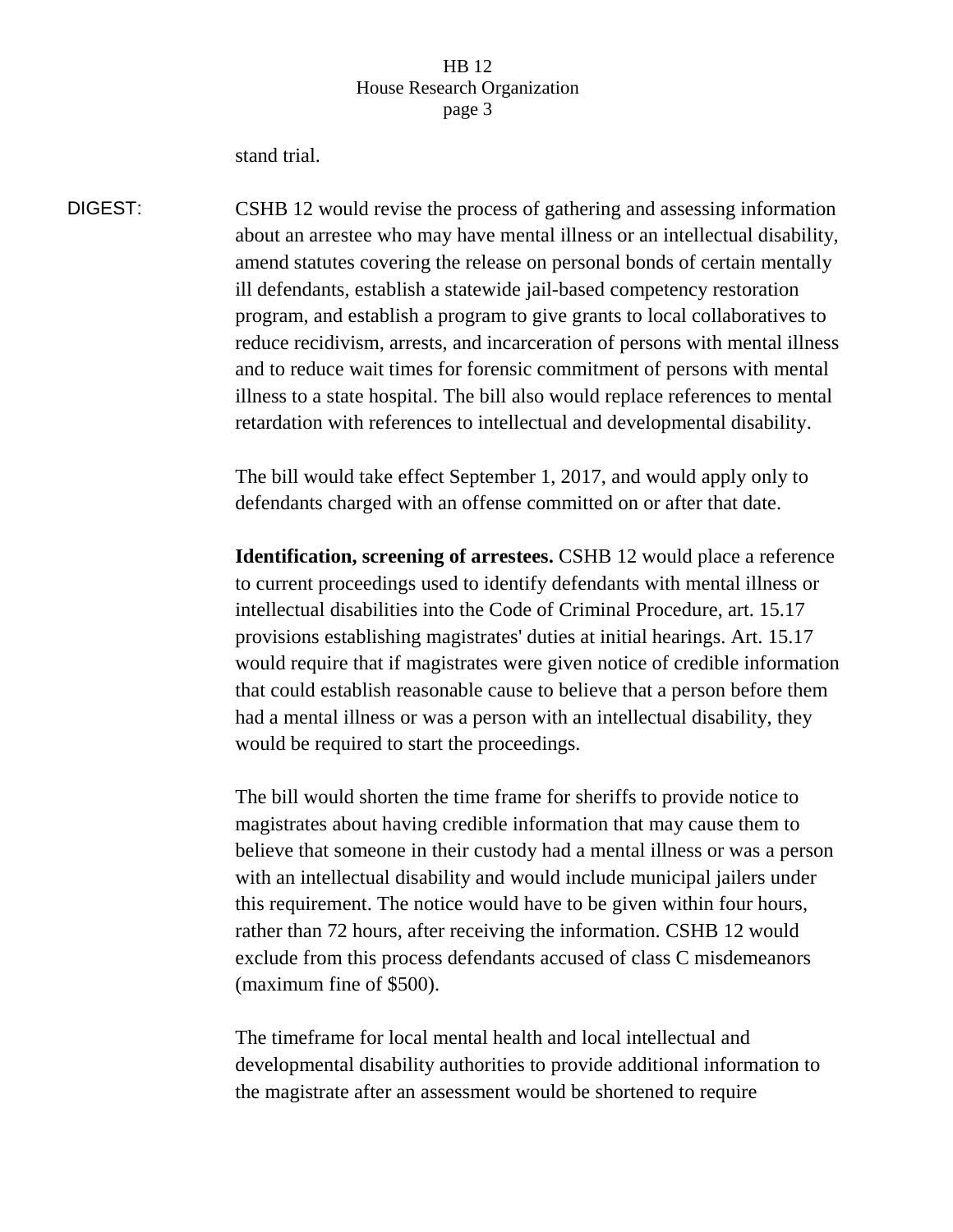stand trial.

DIGEST: CSHB 12 would revise the process of gathering and assessing information about an arrestee who may have mental illness or an intellectual disability, amend statutes covering the release on personal bonds of certain mentally ill defendants, establish a statewide jail-based competency restoration program, and establish a program to give grants to local collaboratives to reduce recidivism, arrests, and incarceration of persons with mental illness and to reduce wait times for forensic commitment of persons with mental illness to a state hospital. The bill also would replace references to mental retardation with references to intellectual and developmental disability.

The bill would take effect September 1, 2017, and would apply only to defendants charged with an offense committed on or after that date.

**Identification, screening of arrestees.** CSHB 12 would place a reference to current proceedings used to identify defendants with mental illness or intellectual disabilities into the Code of Criminal Procedure, art. 15.17 provisions establishing magistrates' duties at initial hearings. Art. 15.17 would require that if magistrates were given notice of credible information that could establish reasonable cause to believe that a person before them had a mental illness or was a person with an intellectual disability, they would be required to start the proceedings.

The bill would shorten the time frame for sheriffs to provide notice to magistrates about having credible information that may cause them to believe that someone in their custody had a mental illness or was a person with an intellectual disability and would include municipal jailers under this requirement. The notice would have to be given within four hours, rather than 72 hours, after receiving the information. CSHB 12 would exclude from this process defendants accused of class C misdemeanors (maximum fine of $500).

The timeframe for local mental health and local intellectual and developmental disability authorities to provide additional information to the magistrate after an assessment would be shortened to require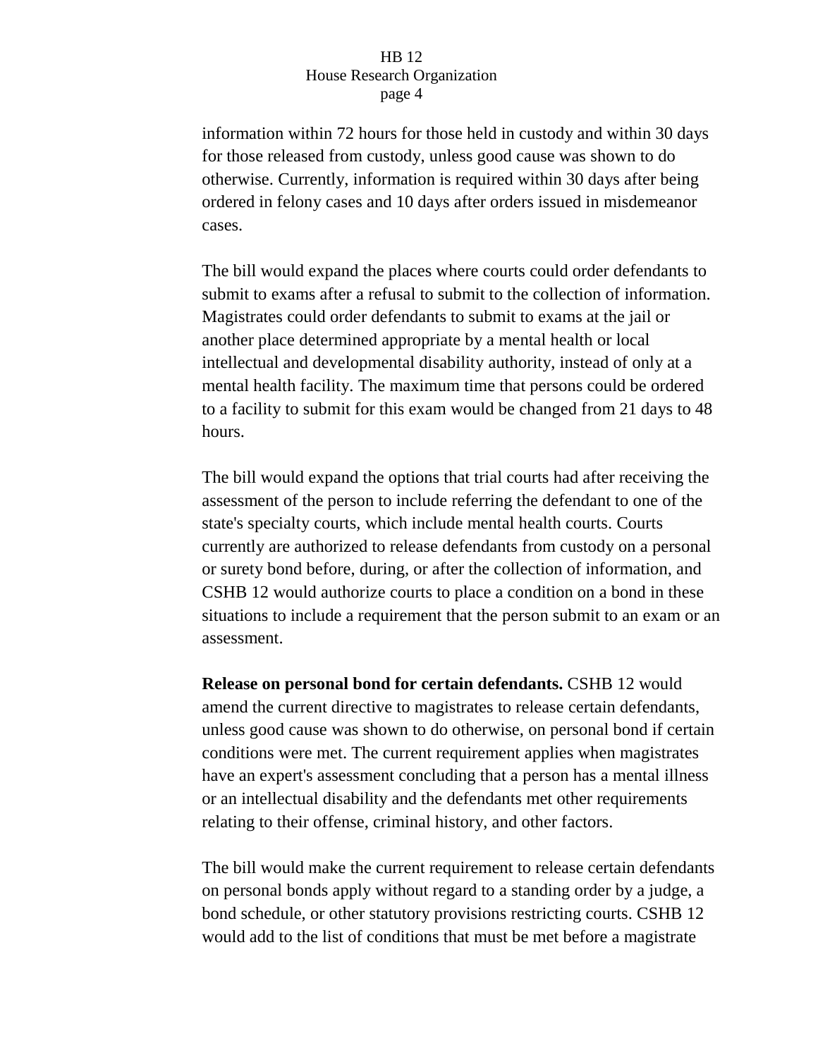information within 72 hours for those held in custody and within 30 days for those released from custody, unless good cause was shown to do otherwise. Currently, information is required within 30 days after being ordered in felony cases and 10 days after orders issued in misdemeanor cases.

The bill would expand the places where courts could order defendants to submit to exams after a refusal to submit to the collection of information. Magistrates could order defendants to submit to exams at the jail or another place determined appropriate by a mental health or local intellectual and developmental disability authority, instead of only at a mental health facility. The maximum time that persons could be ordered to a facility to submit for this exam would be changed from 21 days to 48 hours.

The bill would expand the options that trial courts had after receiving the assessment of the person to include referring the defendant to one of the state's specialty courts, which include mental health courts. Courts currently are authorized to release defendants from custody on a personal or surety bond before, during, or after the collection of information, and CSHB 12 would authorize courts to place a condition on a bond in these situations to include a requirement that the person submit to an exam or an assessment.

**Release on personal bond for certain defendants.** CSHB 12 would amend the current directive to magistrates to release certain defendants, unless good cause was shown to do otherwise, on personal bond if certain conditions were met. The current requirement applies when magistrates have an expert's assessment concluding that a person has a mental illness or an intellectual disability and the defendants met other requirements relating to their offense, criminal history, and other factors.

The bill would make the current requirement to release certain defendants on personal bonds apply without regard to a standing order by a judge, a bond schedule, or other statutory provisions restricting courts. CSHB 12 would add to the list of conditions that must be met before a magistrate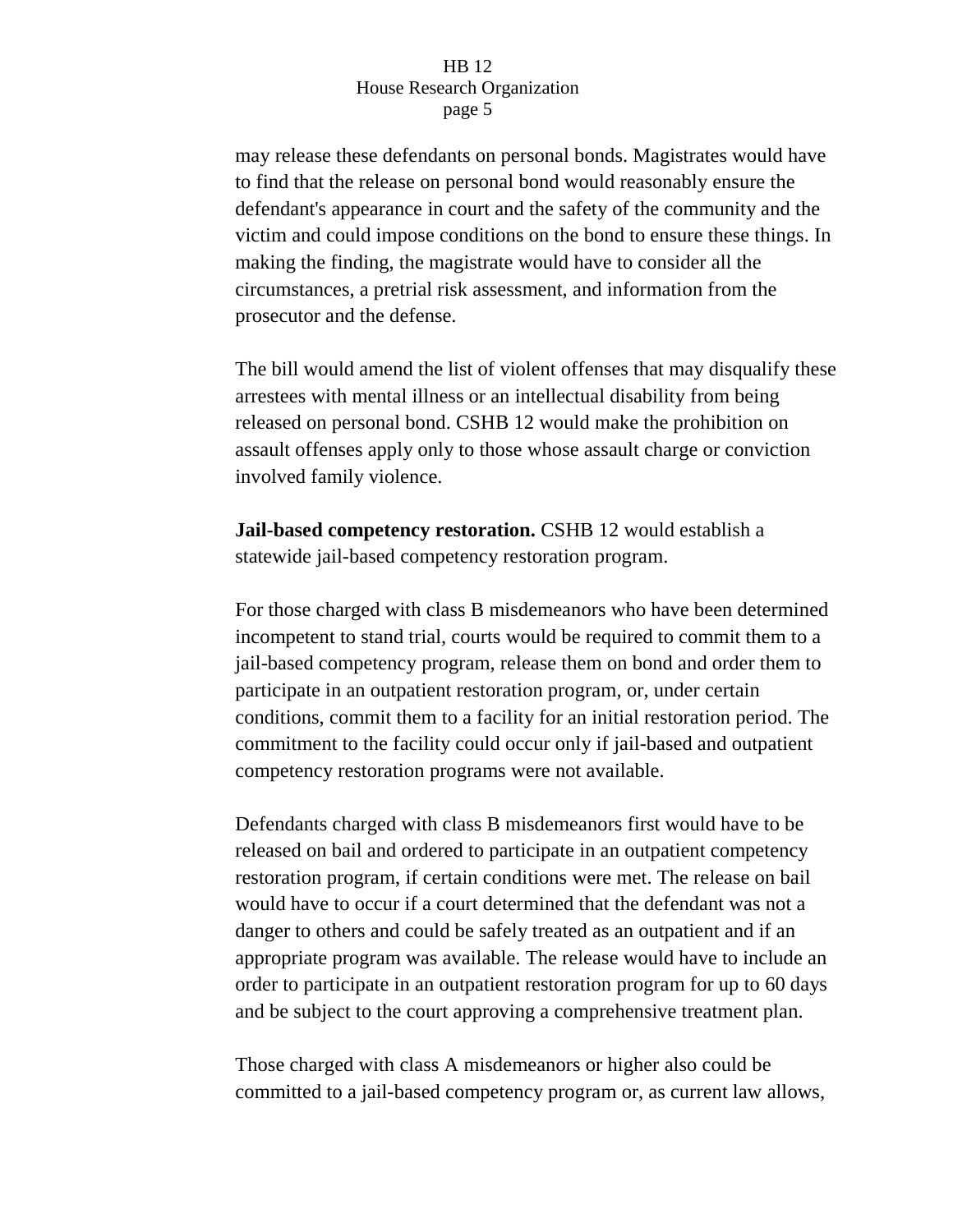may release these defendants on personal bonds. Magistrates would have to find that the release on personal bond would reasonably ensure the defendant's appearance in court and the safety of the community and the victim and could impose conditions on the bond to ensure these things. In making the finding, the magistrate would have to consider all the circumstances, a pretrial risk assessment, and information from the prosecutor and the defense.

The bill would amend the list of violent offenses that may disqualify these arrestees with mental illness or an intellectual disability from being released on personal bond. CSHB 12 would make the prohibition on assault offenses apply only to those whose assault charge or conviction involved family violence.

**Jail-based competency restoration.** CSHB 12 would establish a statewide jail-based competency restoration program.

For those charged with class B misdemeanors who have been determined incompetent to stand trial, courts would be required to commit them to a jail-based competency program, release them on bond and order them to participate in an outpatient restoration program, or, under certain conditions, commit them to a facility for an initial restoration period. The commitment to the facility could occur only if jail-based and outpatient competency restoration programs were not available.

Defendants charged with class B misdemeanors first would have to be released on bail and ordered to participate in an outpatient competency restoration program, if certain conditions were met. The release on bail would have to occur if a court determined that the defendant was not a danger to others and could be safely treated as an outpatient and if an appropriate program was available. The release would have to include an order to participate in an outpatient restoration program for up to 60 days and be subject to the court approving a comprehensive treatment plan.

Those charged with class A misdemeanors or higher also could be committed to a jail-based competency program or, as current law allows,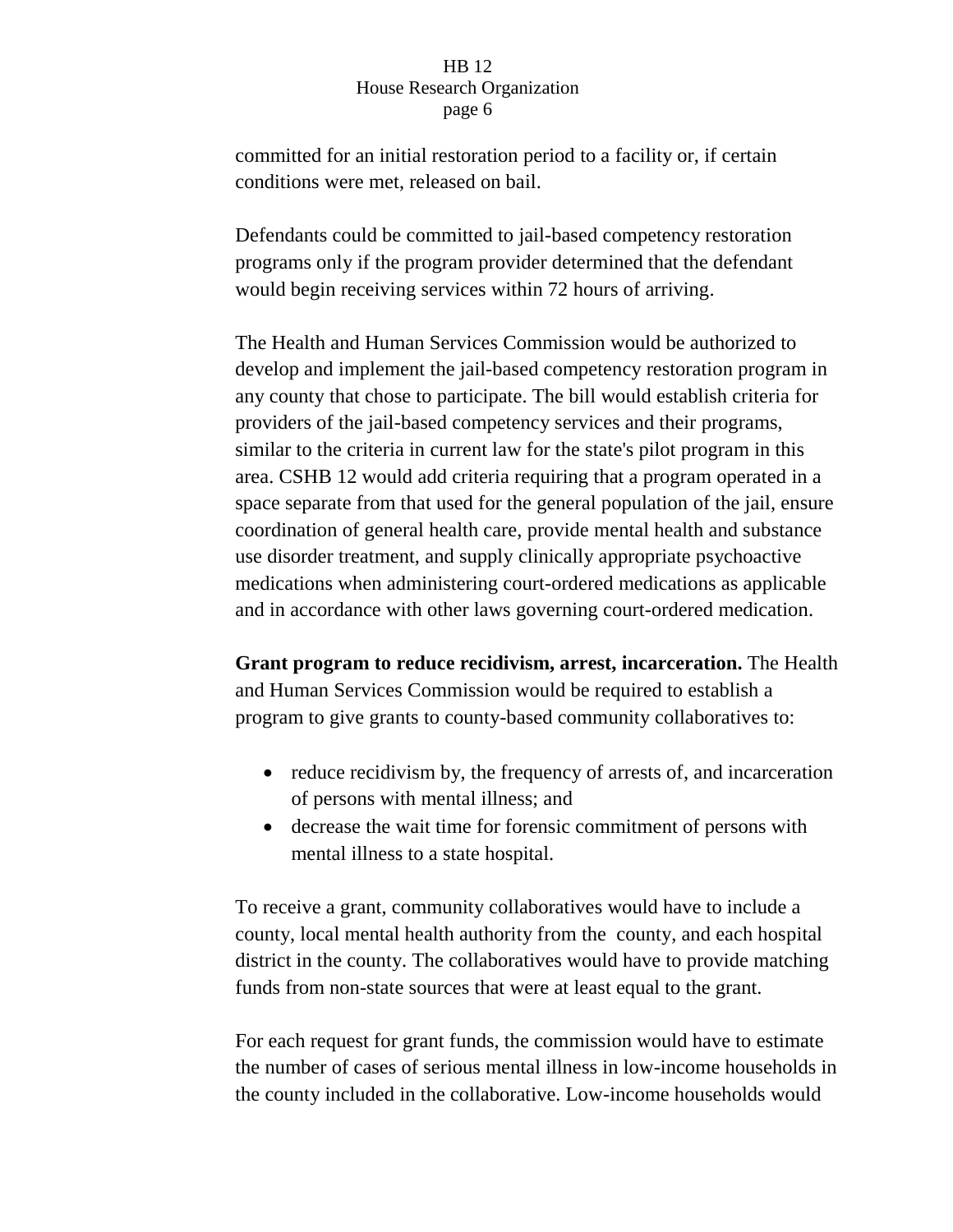committed for an initial restoration period to a facility or, if certain conditions were met, released on bail.

Defendants could be committed to jail-based competency restoration programs only if the program provider determined that the defendant would begin receiving services within 72 hours of arriving.

The Health and Human Services Commission would be authorized to develop and implement the jail-based competency restoration program in any county that chose to participate. The bill would establish criteria for providers of the jail-based competency services and their programs, similar to the criteria in current law for the state's pilot program in this area. CSHB 12 would add criteria requiring that a program operated in a space separate from that used for the general population of the jail, ensure coordination of general health care, provide mental health and substance use disorder treatment, and supply clinically appropriate psychoactive medications when administering court-ordered medications as applicable and in accordance with other laws governing court-ordered medication.

**Grant program to reduce recidivism, arrest, incarceration.** The Health and Human Services Commission would be required to establish a program to give grants to county-based community collaboratives to:

- reduce recidivism by, the frequency of arrests of, and incarceration of persons with mental illness; and
- decrease the wait time for forensic commitment of persons with mental illness to a state hospital.

To receive a grant, community collaboratives would have to include a county, local mental health authority from the county, and each hospital district in the county. The collaboratives would have to provide matching funds from non-state sources that were at least equal to the grant.

For each request for grant funds, the commission would have to estimate the number of cases of serious mental illness in low-income households in the county included in the collaborative. Low-income households would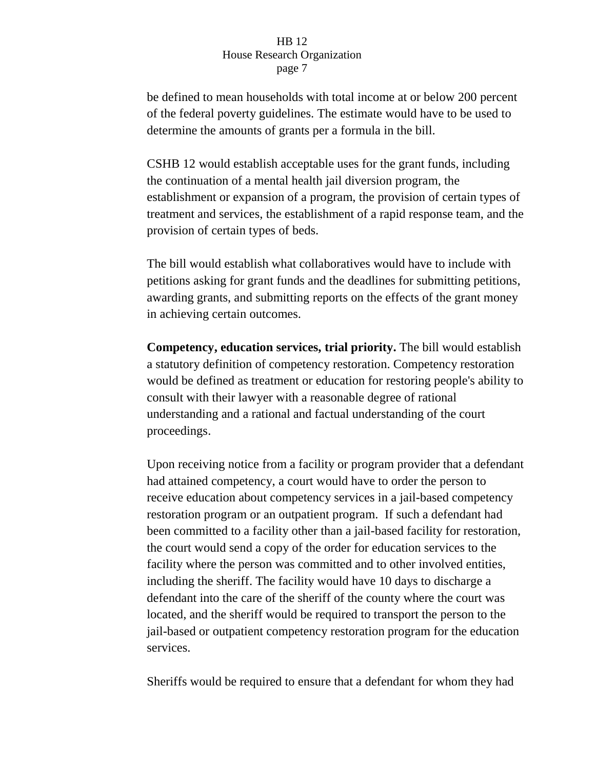be defined to mean households with total income at or below 200 percent of the federal poverty guidelines. The estimate would have to be used to determine the amounts of grants per a formula in the bill.

CSHB 12 would establish acceptable uses for the grant funds, including the continuation of a mental health jail diversion program, the establishment or expansion of a program, the provision of certain types of treatment and services, the establishment of a rapid response team, and the provision of certain types of beds.

The bill would establish what collaboratives would have to include with petitions asking for grant funds and the deadlines for submitting petitions, awarding grants, and submitting reports on the effects of the grant money in achieving certain outcomes.

**Competency, education services, trial priority.** The bill would establish a statutory definition of competency restoration. Competency restoration would be defined as treatment or education for restoring people's ability to consult with their lawyer with a reasonable degree of rational understanding and a rational and factual understanding of the court proceedings.

Upon receiving notice from a facility or program provider that a defendant had attained competency, a court would have to order the person to receive education about competency services in a jail-based competency restoration program or an outpatient program. If such a defendant had been committed to a facility other than a jail-based facility for restoration, the court would send a copy of the order for education services to the facility where the person was committed and to other involved entities, including the sheriff. The facility would have 10 days to discharge a defendant into the care of the sheriff of the county where the court was located, and the sheriff would be required to transport the person to the jail-based or outpatient competency restoration program for the education services.

Sheriffs would be required to ensure that a defendant for whom they had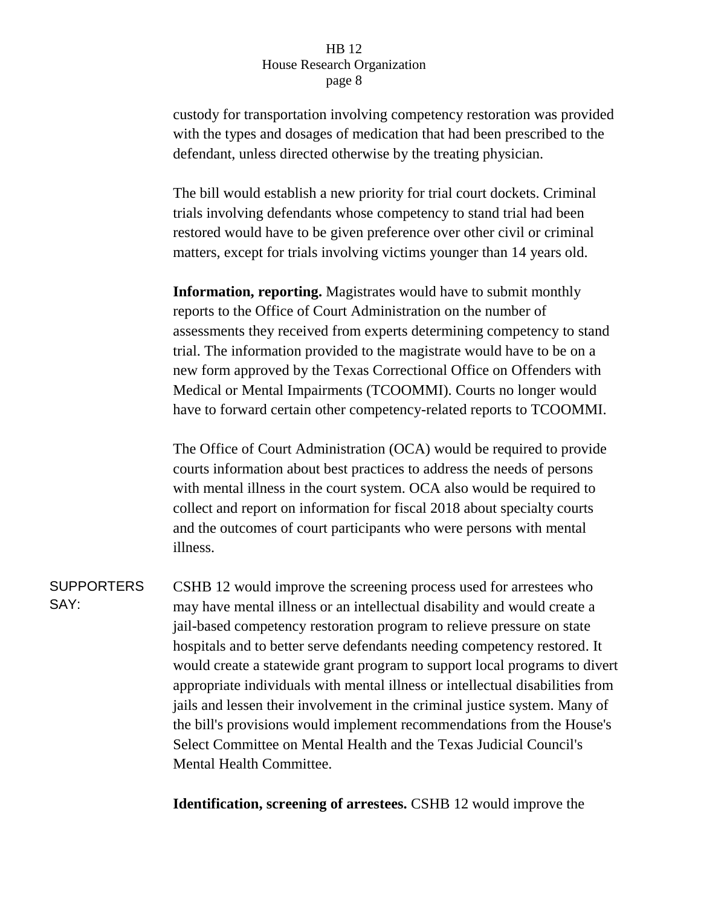custody for transportation involving competency restoration was provided with the types and dosages of medication that had been prescribed to the defendant, unless directed otherwise by the treating physician.

The bill would establish a new priority for trial court dockets. Criminal trials involving defendants whose competency to stand trial had been restored would have to be given preference over other civil or criminal matters, except for trials involving victims younger than 14 years old.

**Information, reporting.** Magistrates would have to submit monthly reports to the Office of Court Administration on the number of assessments they received from experts determining competency to stand trial. The information provided to the magistrate would have to be on a new form approved by the Texas Correctional Office on Offenders with Medical or Mental Impairments (TCOOMMI). Courts no longer would have to forward certain other competency-related reports to TCOOMMI.

The Office of Court Administration (OCA) would be required to provide courts information about best practices to address the needs of persons with mental illness in the court system. OCA also would be required to collect and report on information for fiscal 2018 about specialty courts and the outcomes of court participants who were persons with mental illness.

SUPPORTERS SAY:

CSHB 12 would improve the screening process used for arrestees who may have mental illness or an intellectual disability and would create a jail-based competency restoration program to relieve pressure on state hospitals and to better serve defendants needing competency restored. It would create a statewide grant program to support local programs to divert appropriate individuals with mental illness or intellectual disabilities from jails and lessen their involvement in the criminal justice system. Many of the bill's provisions would implement recommendations from the House's Select Committee on Mental Health and the Texas Judicial Council's Mental Health Committee.

**Identification, screening of arrestees.** CSHB 12 would improve the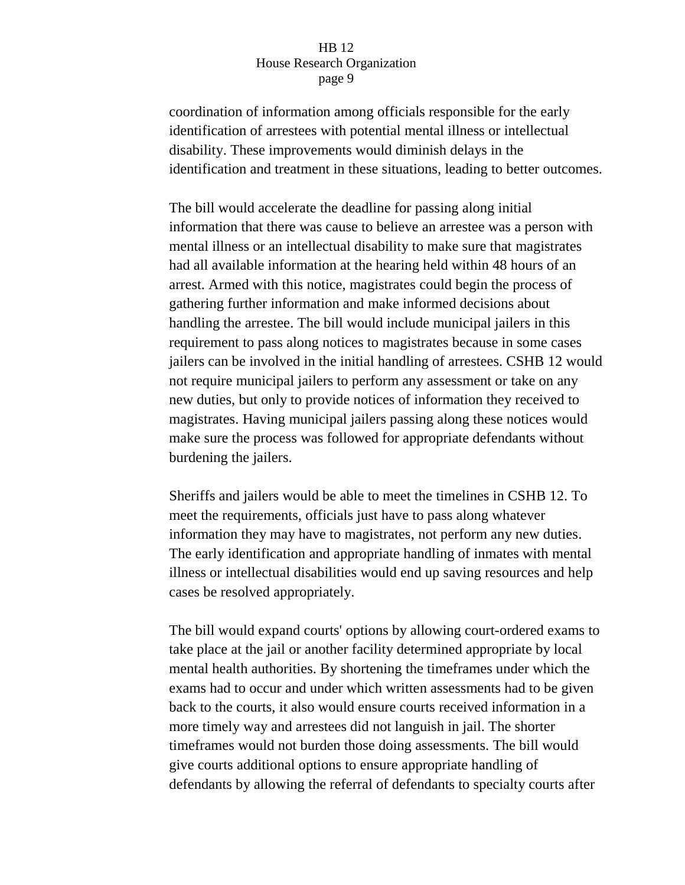coordination of information among officials responsible for the early identification of arrestees with potential mental illness or intellectual disability. These improvements would diminish delays in the identification and treatment in these situations, leading to better outcomes.

The bill would accelerate the deadline for passing along initial information that there was cause to believe an arrestee was a person with mental illness or an intellectual disability to make sure that magistrates had all available information at the hearing held within 48 hours of an arrest. Armed with this notice, magistrates could begin the process of gathering further information and make informed decisions about handling the arrestee. The bill would include municipal jailers in this requirement to pass along notices to magistrates because in some cases jailers can be involved in the initial handling of arrestees. CSHB 12 would not require municipal jailers to perform any assessment or take on any new duties, but only to provide notices of information they received to magistrates. Having municipal jailers passing along these notices would make sure the process was followed for appropriate defendants without burdening the jailers.

Sheriffs and jailers would be able to meet the timelines in CSHB 12. To meet the requirements, officials just have to pass along whatever information they may have to magistrates, not perform any new duties. The early identification and appropriate handling of inmates with mental illness or intellectual disabilities would end up saving resources and help cases be resolved appropriately.

The bill would expand courts' options by allowing court-ordered exams to take place at the jail or another facility determined appropriate by local mental health authorities. By shortening the timeframes under which the exams had to occur and under which written assessments had to be given back to the courts, it also would ensure courts received information in a more timely way and arrestees did not languish in jail. The shorter timeframes would not burden those doing assessments. The bill would give courts additional options to ensure appropriate handling of defendants by allowing the referral of defendants to specialty courts after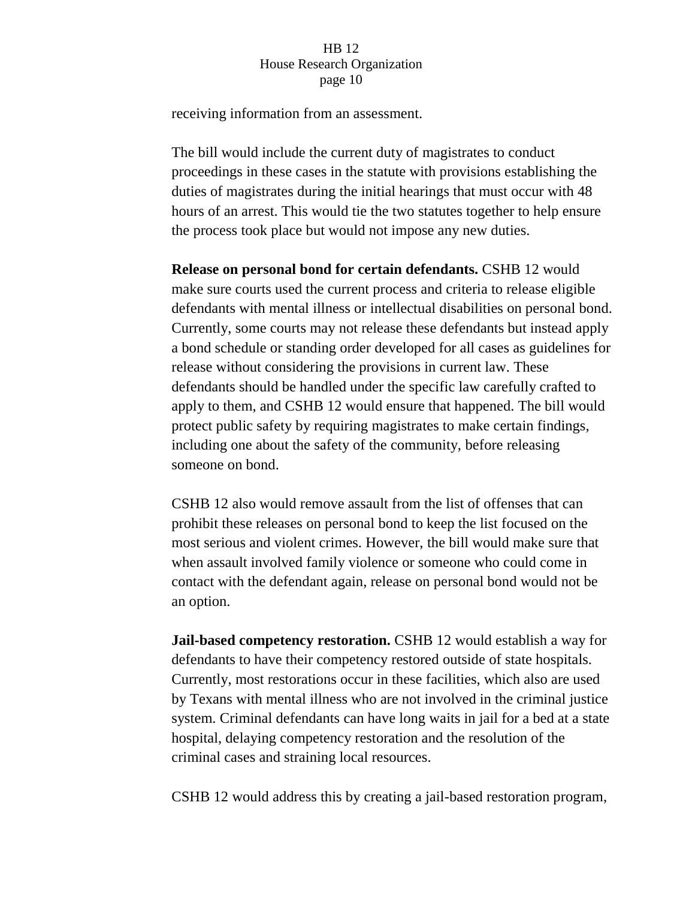receiving information from an assessment.

The bill would include the current duty of magistrates to conduct proceedings in these cases in the statute with provisions establishing the duties of magistrates during the initial hearings that must occur with 48 hours of an arrest. This would tie the two statutes together to help ensure the process took place but would not impose any new duties.

**Release on personal bond for certain defendants.** CSHB 12 would make sure courts used the current process and criteria to release eligible defendants with mental illness or intellectual disabilities on personal bond. Currently, some courts may not release these defendants but instead apply a bond schedule or standing order developed for all cases as guidelines for release without considering the provisions in current law. These defendants should be handled under the specific law carefully crafted to apply to them, and CSHB 12 would ensure that happened. The bill would protect public safety by requiring magistrates to make certain findings, including one about the safety of the community, before releasing someone on bond.

CSHB 12 also would remove assault from the list of offenses that can prohibit these releases on personal bond to keep the list focused on the most serious and violent crimes. However, the bill would make sure that when assault involved family violence or someone who could come in contact with the defendant again, release on personal bond would not be an option.

**Jail-based competency restoration.** CSHB 12 would establish a way for defendants to have their competency restored outside of state hospitals. Currently, most restorations occur in these facilities, which also are used by Texans with mental illness who are not involved in the criminal justice system. Criminal defendants can have long waits in jail for a bed at a state hospital, delaying competency restoration and the resolution of the criminal cases and straining local resources.

CSHB 12 would address this by creating a jail-based restoration program,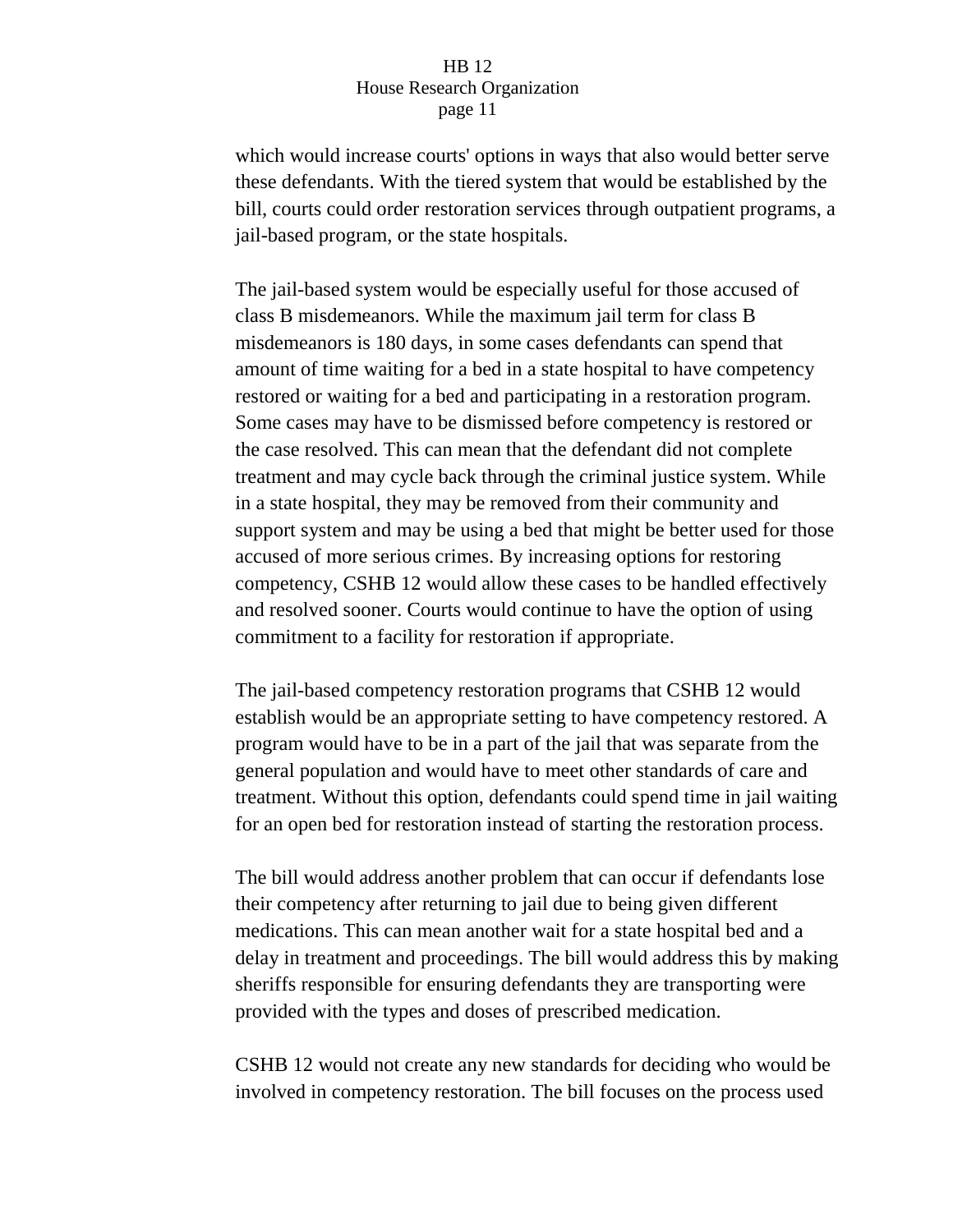which would increase courts' options in ways that also would better serve these defendants. With the tiered system that would be established by the bill, courts could order restoration services through outpatient programs, a jail-based program, or the state hospitals.

The jail-based system would be especially useful for those accused of class B misdemeanors. While the maximum jail term for class B misdemeanors is 180 days, in some cases defendants can spend that amount of time waiting for a bed in a state hospital to have competency restored or waiting for a bed and participating in a restoration program. Some cases may have to be dismissed before competency is restored or the case resolved. This can mean that the defendant did not complete treatment and may cycle back through the criminal justice system. While in a state hospital, they may be removed from their community and support system and may be using a bed that might be better used for those accused of more serious crimes. By increasing options for restoring competency, CSHB 12 would allow these cases to be handled effectively and resolved sooner. Courts would continue to have the option of using commitment to a facility for restoration if appropriate.

The jail-based competency restoration programs that CSHB 12 would establish would be an appropriate setting to have competency restored. A program would have to be in a part of the jail that was separate from the general population and would have to meet other standards of care and treatment. Without this option, defendants could spend time in jail waiting for an open bed for restoration instead of starting the restoration process.

The bill would address another problem that can occur if defendants lose their competency after returning to jail due to being given different medications. This can mean another wait for a state hospital bed and a delay in treatment and proceedings. The bill would address this by making sheriffs responsible for ensuring defendants they are transporting were provided with the types and doses of prescribed medication.

CSHB 12 would not create any new standards for deciding who would be involved in competency restoration. The bill focuses on the process used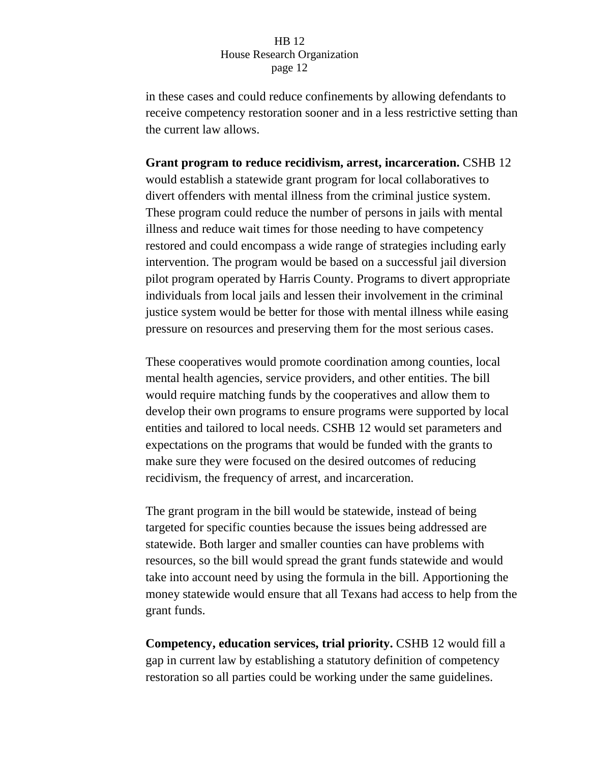in these cases and could reduce confinements by allowing defendants to receive competency restoration sooner and in a less restrictive setting than the current law allows.

**Grant program to reduce recidivism, arrest, incarceration.** CSHB 12 would establish a statewide grant program for local collaboratives to divert offenders with mental illness from the criminal justice system. These program could reduce the number of persons in jails with mental illness and reduce wait times for those needing to have competency restored and could encompass a wide range of strategies including early intervention. The program would be based on a successful jail diversion pilot program operated by Harris County. Programs to divert appropriate individuals from local jails and lessen their involvement in the criminal justice system would be better for those with mental illness while easing pressure on resources and preserving them for the most serious cases.

These cooperatives would promote coordination among counties, local mental health agencies, service providers, and other entities. The bill would require matching funds by the cooperatives and allow them to develop their own programs to ensure programs were supported by local entities and tailored to local needs. CSHB 12 would set parameters and expectations on the programs that would be funded with the grants to make sure they were focused on the desired outcomes of reducing recidivism, the frequency of arrest, and incarceration.

The grant program in the bill would be statewide, instead of being targeted for specific counties because the issues being addressed are statewide. Both larger and smaller counties can have problems with resources, so the bill would spread the grant funds statewide and would take into account need by using the formula in the bill. Apportioning the money statewide would ensure that all Texans had access to help from the grant funds.

**Competency, education services, trial priority.** CSHB 12 would fill a gap in current law by establishing a statutory definition of competency restoration so all parties could be working under the same guidelines.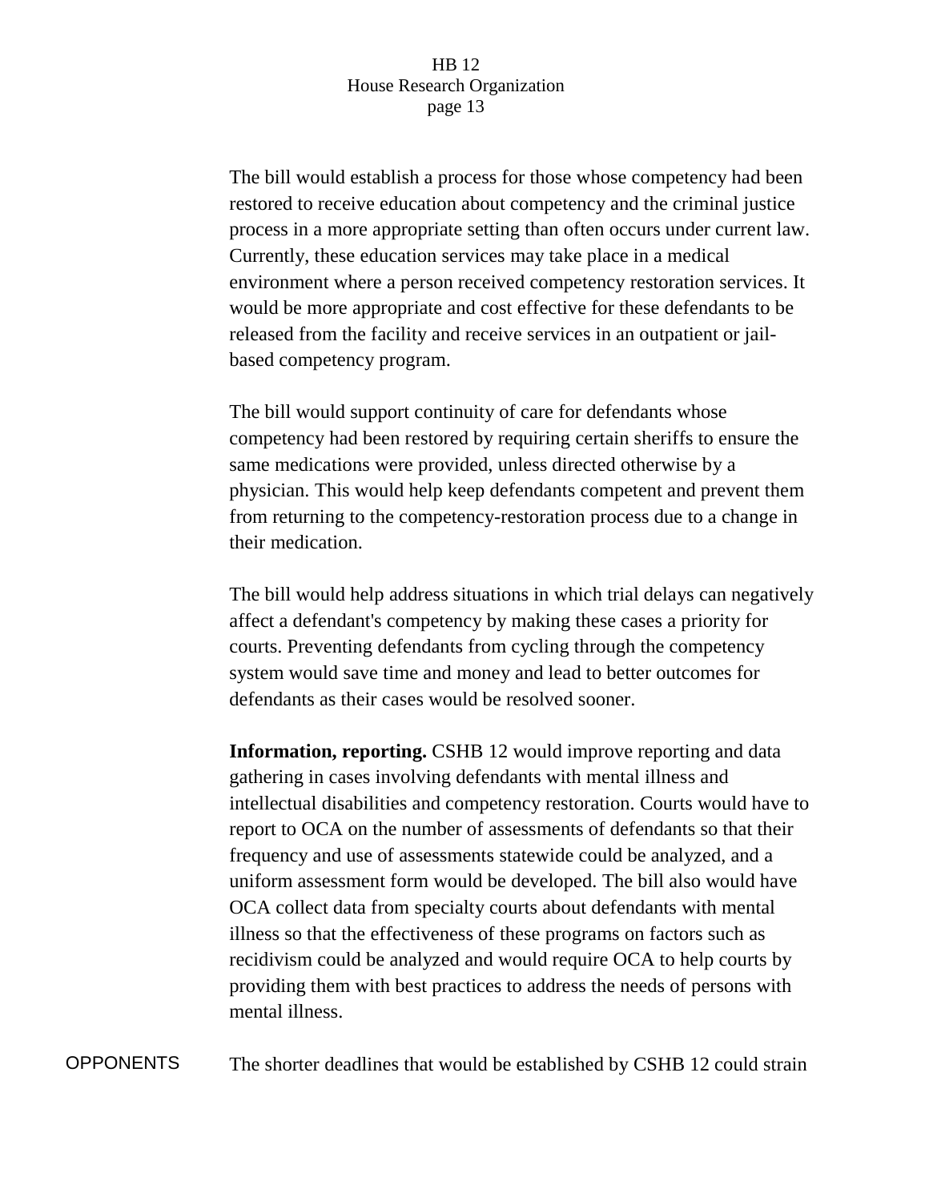The bill would establish a process for those whose competency had been restored to receive education about competency and the criminal justice process in a more appropriate setting than often occurs under current law. Currently, these education services may take place in a medical environment where a person received competency restoration services. It would be more appropriate and cost effective for these defendants to be released from the facility and receive services in an outpatient or jail-based competency program.

The bill would support continuity of care for defendants whose competency had been restored by requiring certain sheriffs to ensure the same medications were provided, unless directed otherwise by a physician. This would help keep defendants competent and prevent them from returning to the competency-restoration process due to a change in their medication.

The bill would help address situations in which trial delays can negatively affect a defendant's competency by making these cases a priority for courts. Preventing defendants from cycling through the competency system would save time and money and lead to better outcomes for defendants as their cases would be resolved sooner.

**Information, reporting.** CSHB 12 would improve reporting and data gathering in cases involving defendants with mental illness and intellectual disabilities and competency restoration. Courts would have to report to OCA on the number of assessments of defendants so that their frequency and use of assessments statewide could be analyzed, and a uniform assessment form would be developed. The bill also would have OCA collect data from specialty courts about defendants with mental illness so that the effectiveness of these programs on factors such as recidivism could be analyzed and would require OCA to help courts by providing them with best practices to address the needs of persons with mental illness.

OPPONENTS

The shorter deadlines that would be established by CSHB 12 could strain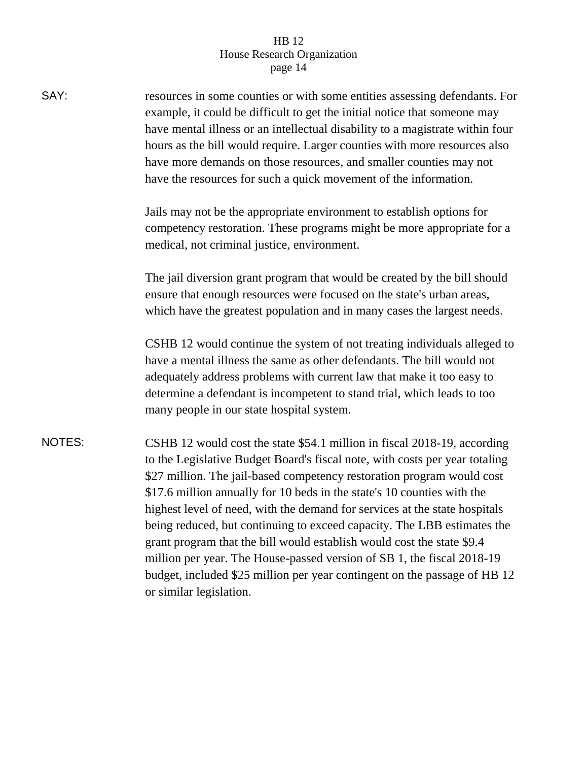SAY: resources in some counties or with some entities assessing defendants. For example, it could be difficult to get the initial notice that someone may have mental illness or an intellectual disability to a magistrate within four hours as the bill would require. Larger counties with more resources also have more demands on those resources, and smaller counties may not have the resources for such a quick movement of the information.

Jails may not be the appropriate environment to establish options for competency restoration. These programs might be more appropriate for a medical, not criminal justice, environment.

The jail diversion grant program that would be created by the bill should ensure that enough resources were focused on the state's urban areas, which have the greatest population and in many cases the largest needs.

CSHB 12 would continue the system of not treating individuals alleged to have a mental illness the same as other defendants. The bill would not adequately address problems with current law that make it too easy to determine a defendant is incompetent to stand trial, which leads to too many people in our state hospital system.

NOTES: CSHB 12 would cost the state $54.1 million in fiscal 2018-19, according to the Legislative Budget Board's fiscal note, with costs per year totaling $27 million. The jail-based competency restoration program would cost $17.6 million annually for 10 beds in the state's 10 counties with the highest level of need, with the demand for services at the state hospitals being reduced, but continuing to exceed capacity. The LBB estimates the grant program that the bill would establish would cost the state $9.4 million per year. The House-passed version of SB 1, the fiscal 2018-19 budget, included $25 million per year contingent on the passage of HB 12 or similar legislation.